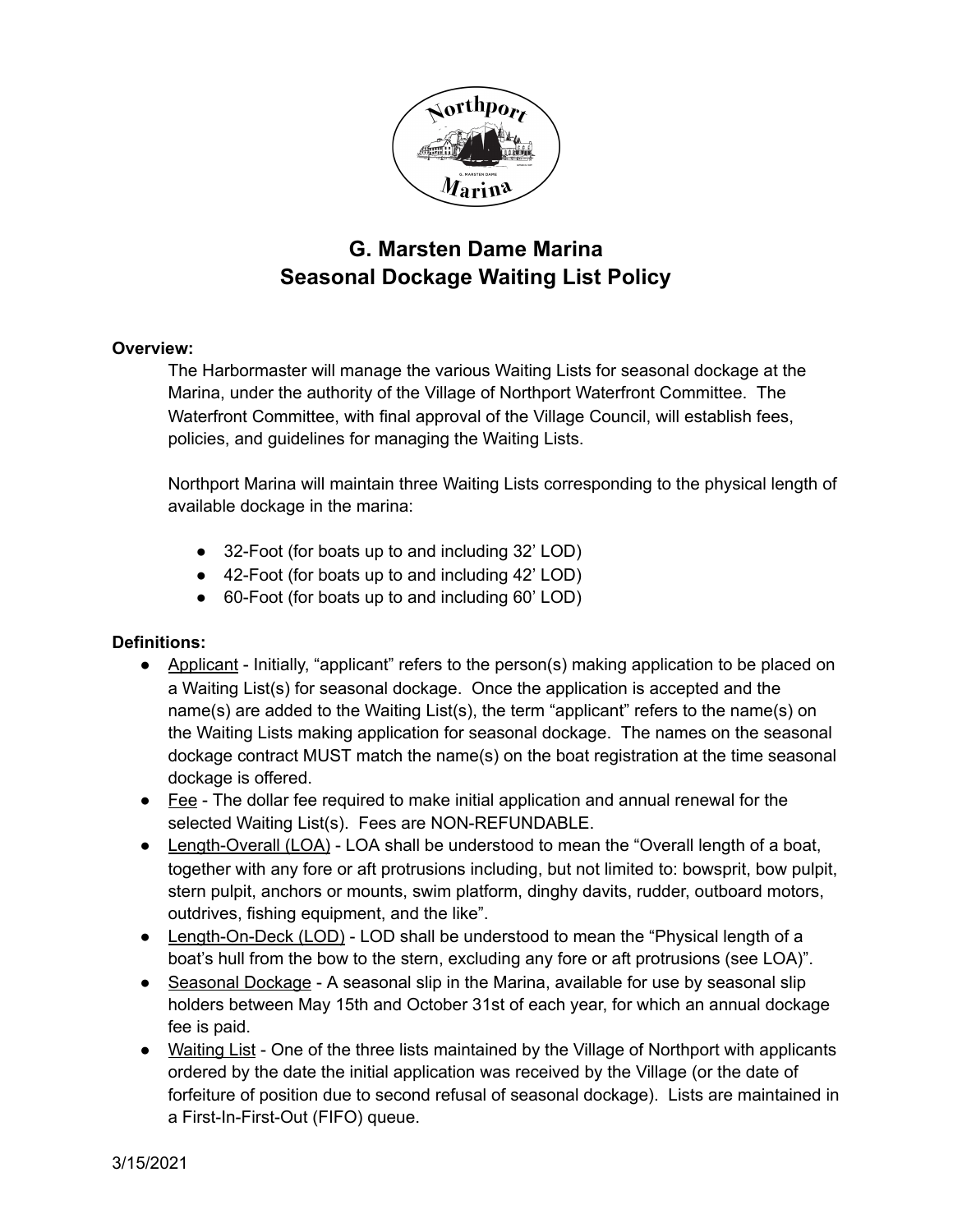# G. Marsten Dame Marina
# Seasonal Dockage Waiting List Policy

**Overview:**

The Harbormaster will manage the various Waiting Lists for seasonal dockage at the Marina, under the authority of the Village of Northport Waterfront Committee. The Waterfront Committee, with final approval of the Village Council, will establish fees, policies, and guidelines for managing the Waiting Lists.

Northport Marina will maintain three Waiting Lists corresponding to the physical length of available dockage in the marina:

- 32-Foot (for boats up to and including 32' LOD)
- 42-Foot (for boats up to and including 42' LOD)
- 60-Foot (for boats up to and including 60' LOD)

**Definitions:**

- Applicant - Initially, "applicant" refers to the person(s) making application to be placed on a Waiting List(s) for seasonal dockage. Once the application is accepted and the name(s) are added to the Waiting List(s), the term "applicant" refers to the name(s) on the Waiting Lists making application for seasonal dockage. The names on the seasonal dockage contract MUST match the name(s) on the boat registration at the time seasonal dockage is offered.
- Fee - The dollar fee required to make initial application and annual renewal for the selected Waiting List(s). Fees are NON-REFUNDABLE.
- Length-Overall (LOA) - LOA shall be understood to mean the "Overall length of a boat, together with any fore or aft protrusions including, but not limited to: bowsprit, bow pulpit, stern pulpit, anchors or mounts, swim platform, dinghy davits, rudder, outboard motors, outdrives, fishing equipment, and the like".
- Length-On-Deck (LOD) - LOD shall be understood to mean the "Physical length of a boat's hull from the bow to the stern, excluding any fore or aft protrusions (see LOA)".
- Seasonal Dockage - A seasonal slip in the Marina, available for use by seasonal slip holders between May 15th and October 31st of each year, for which an annual dockage fee is paid.
- Waiting List - One of the three lists maintained by the Village of Northport with applicants ordered by the date the initial application was received by the Village (or the date of forfeiture of position due to second refusal of seasonal dockage). Lists are maintained in a First-In-First-Out (FIFO) queue.

3/15/2021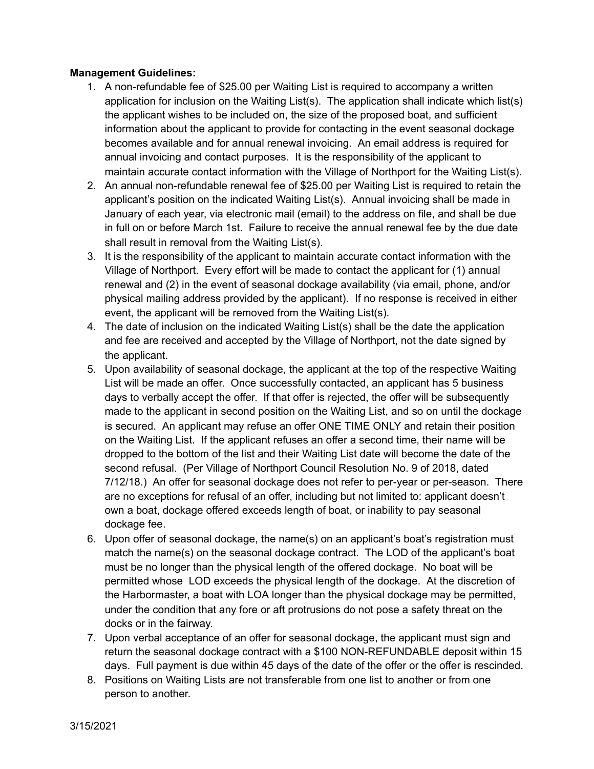**Management Guidelines:**

1. A non-refundable fee of $25.00 per Waiting List is required to accompany a written application for inclusion on the Waiting List(s). The application shall indicate which list(s) the applicant wishes to be included on, the size of the proposed boat, and sufficient information about the applicant to provide for contacting in the event seasonal dockage becomes available and for annual renewal invoicing. An email address is required for annual invoicing and contact purposes. It is the responsibility of the applicant to maintain accurate contact information with the Village of Northport for the Waiting List(s).
2. An annual non-refundable renewal fee of $25.00 per Waiting List is required to retain the applicant's position on the indicated Waiting List(s). Annual invoicing shall be made in January of each year, via electronic mail (email) to the address on file, and shall be due in full on or before March 1st. Failure to receive the annual renewal fee by the due date shall result in removal from the Waiting List(s).
3. It is the responsibility of the applicant to maintain accurate contact information with the Village of Northport. Every effort will be made to contact the applicant for (1) annual renewal and (2) in the event of seasonal dockage availability (via email, phone, and/or physical mailing address provided by the applicant). If no response is received in either event, the applicant will be removed from the Waiting List(s).
4. The date of inclusion on the indicated Waiting List(s) shall be the date the application and fee are received and accepted by the Village of Northport, not the date signed by the applicant.
5. Upon availability of seasonal dockage, the applicant at the top of the respective Waiting List will be made an offer. Once successfully contacted, an applicant has 5 business days to verbally accept the offer. If that offer is rejected, the offer will be subsequently made to the applicant in second position on the Waiting List, and so on until the dockage is secured. An applicant may refuse an offer ONE TIME ONLY and retain their position on the Waiting List. If the applicant refuses an offer a second time, their name will be dropped to the bottom of the list and their Waiting List date will become the date of the second refusal. (Per Village of Northport Council Resolution No. 9 of 2018, dated 7/12/18.) An offer for seasonal dockage does not refer to per-year or per-season. There are no exceptions for refusal of an offer, including but not limited to: applicant doesn't own a boat, dockage offered exceeds length of boat, or inability to pay seasonal dockage fee.
6. Upon offer of seasonal dockage, the name(s) on an applicant's boat's registration must match the name(s) on the seasonal dockage contract. The LOD of the applicant's boat must be no longer than the physical length of the offered dockage. No boat will be permitted whose LOD exceeds the physical length of the dockage. At the discretion of the Harbormaster, a boat with LOA longer than the physical dockage may be permitted, under the condition that any fore or aft protrusions do not pose a safety threat on the docks or in the fairway.
7. Upon verbal acceptance of an offer for seasonal dockage, the applicant must sign and return the seasonal dockage contract with a $100 NON-REFUNDABLE deposit within 15 days. Full payment is due within 45 days of the date of the offer or the offer is rescinded.
8. Positions on Waiting Lists are not transferable from one list to another or from one person to another.

3/15/2021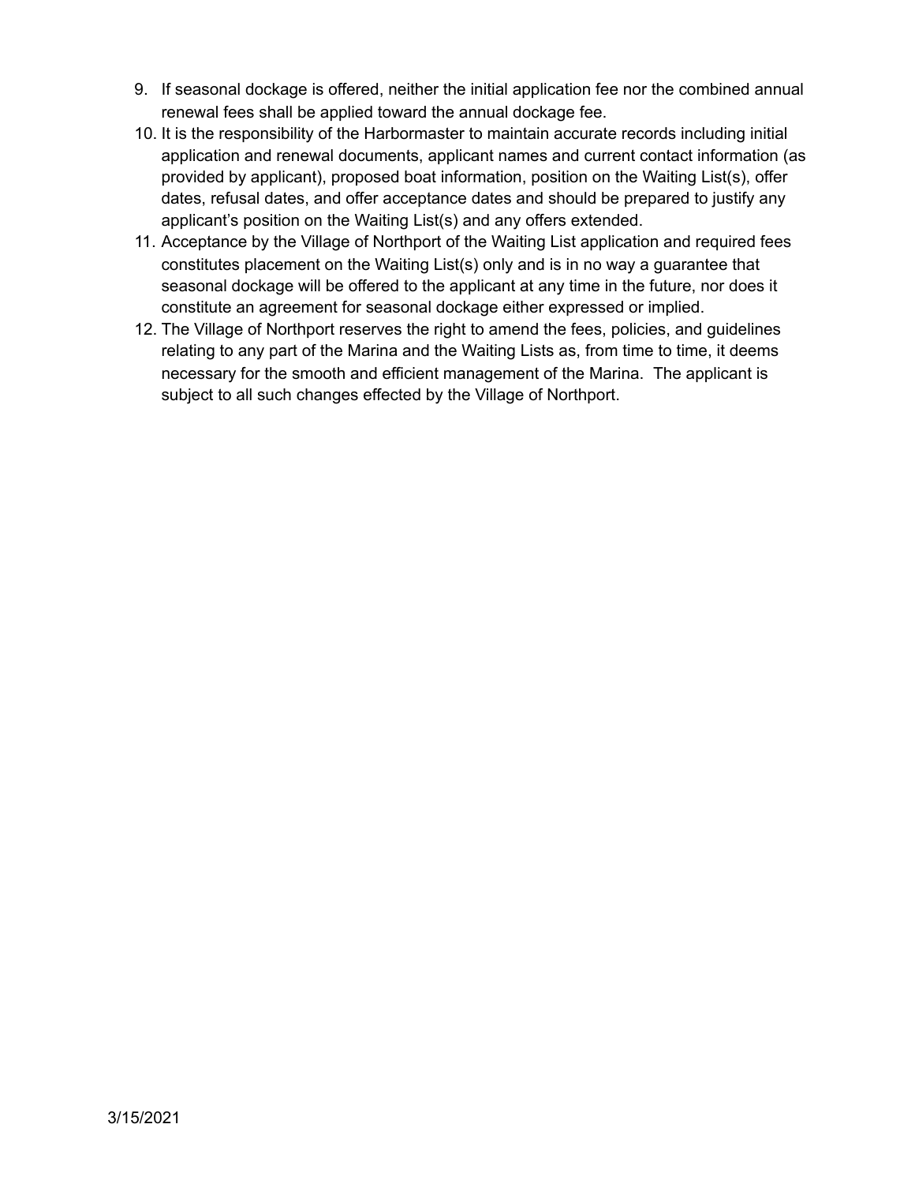9. If seasonal dockage is offered, neither the initial application fee nor the combined annual renewal fees shall be applied toward the annual dockage fee.
10. It is the responsibility of the Harbormaster to maintain accurate records including initial application and renewal documents, applicant names and current contact information (as provided by applicant), proposed boat information, position on the Waiting List(s), offer dates, refusal dates, and offer acceptance dates and should be prepared to justify any applicant's position on the Waiting List(s) and any offers extended.
11. Acceptance by the Village of Northport of the Waiting List application and required fees constitutes placement on the Waiting List(s) only and is in no way a guarantee that seasonal dockage will be offered to the applicant at any time in the future, nor does it constitute an agreement for seasonal dockage either expressed or implied.
12. The Village of Northport reserves the right to amend the fees, policies, and guidelines relating to any part of the Marina and the Waiting Lists as, from time to time, it deems necessary for the smooth and efficient management of the Marina. The applicant is subject to all such changes effected by the Village of Northport.

3/15/2021